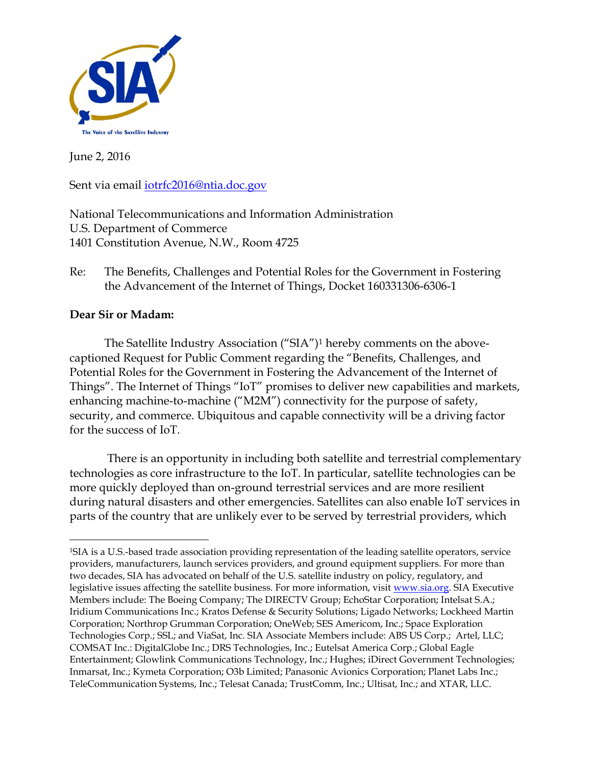June 2, 2016

Sent via email iotrfc2016@ntia.doc.gov

National Telecommunications and Information Administration
U.S. Department of Commerce
1401 Constitution Avenue, N.W., Room 4725

Re: The Benefits, Challenges and Potential Roles for the Government in Fostering the Advancement of the Internet of Things, Docket 160331306-6306-1

**Dear Sir or Madam:**

The Satellite Industry Association ("SIA")[1] hereby comments on the above-captioned Request for Public Comment regarding the "Benefits, Challenges, and Potential Roles for the Government in Fostering the Advancement of the Internet of Things". The Internet of Things "IoT" promises to deliver new capabilities and markets, enhancing machine-to-machine ("M2M") connectivity for the purpose of safety, security, and commerce. Ubiquitous and capable connectivity will be a driving factor for the success of IoT.

There is an opportunity in including both satellite and terrestrial complementary technologies as core infrastructure to the IoT. In particular, satellite technologies can be more quickly deployed than on-ground terrestrial services and are more resilient during natural disasters and other emergencies. Satellites can also enable IoT services in parts of the country that are unlikely ever to be served by terrestrial providers, which

---

[1]SIA is a U.S.-based trade association providing representation of the leading satellite operators, service providers, manufacturers, launch services providers, and ground equipment suppliers. For more than two decades, SIA has advocated on behalf of the U.S. satellite industry on policy, regulatory, and legislative issues affecting the satellite business. For more information, visit www.sia.org. SIA Executive Members include: The Boeing Company; The DIRECTV Group; EchoStar Corporation; Intelsat S.A.; Iridium Communications Inc.; Kratos Defense & Security Solutions; Ligado Networks; Lockheed Martin Corporation; Northrop Grumman Corporation; OneWeb; SES Americom, Inc.; Space Exploration Technologies Corp.; SSL; and ViaSat, Inc. SIA Associate Members include: ABS US Corp.; Artel, LLC; COMSAT Inc.: DigitalGlobe Inc.; DRS Technologies, Inc.; Eutelsat America Corp.; Global Eagle Entertainment; Glowlink Communications Technology, Inc.; Hughes; iDirect Government Technologies; Inmarsat, Inc.; Kymeta Corporation; O3b Limited; Panasonic Avionics Corporation; Planet Labs Inc.; TeleCommunication Systems, Inc.; Telesat Canada; TrustComm, Inc.; Ultisat, Inc.; and XTAR, LLC.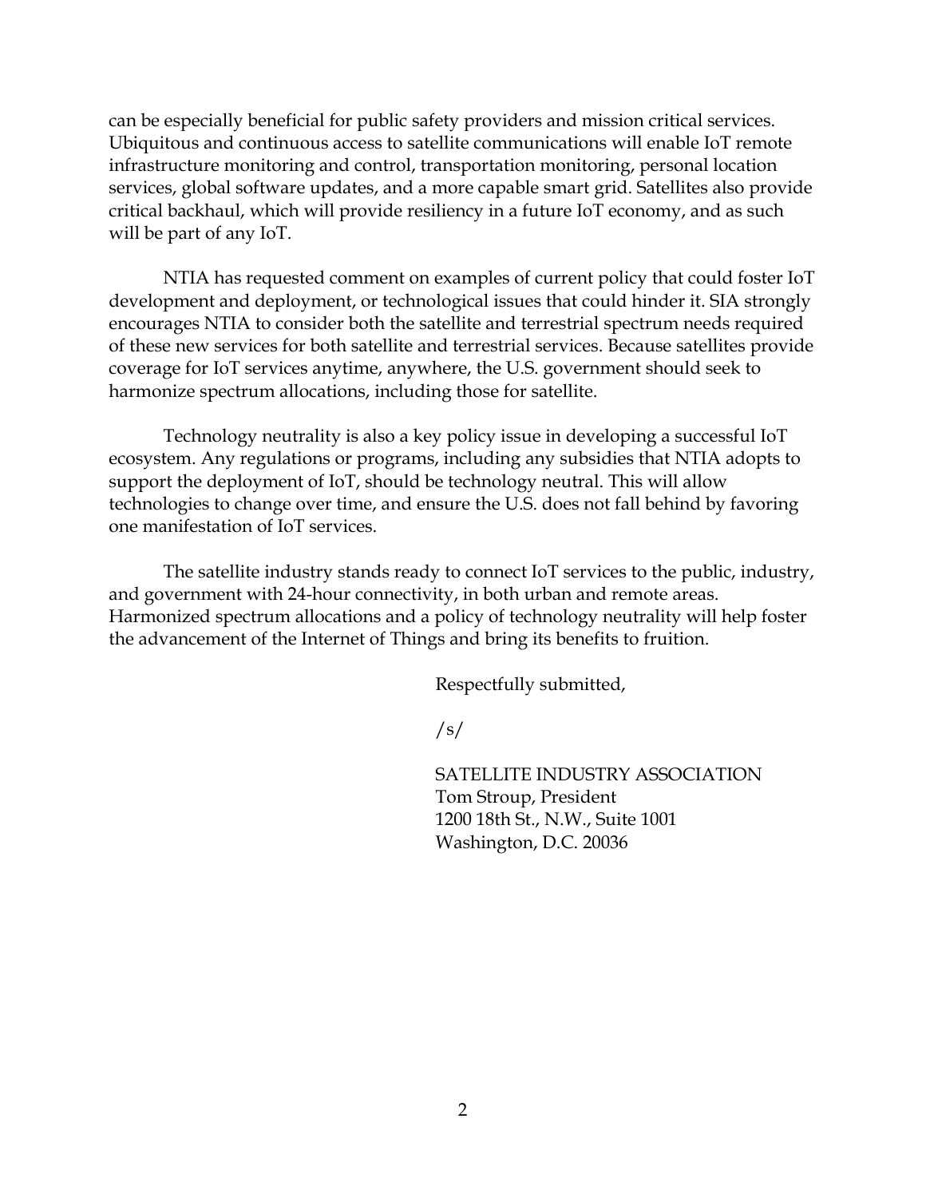can be especially beneficial for public safety providers and mission critical services. Ubiquitous and continuous access to satellite communications will enable IoT remote infrastructure monitoring and control, transportation monitoring, personal location services, global software updates, and a more capable smart grid. Satellites also provide critical backhaul, which will provide resiliency in a future IoT economy, and as such will be part of any IoT.

NTIA has requested comment on examples of current policy that could foster IoT development and deployment, or technological issues that could hinder it. SIA strongly encourages NTIA to consider both the satellite and terrestrial spectrum needs required of these new services for both satellite and terrestrial services. Because satellites provide coverage for IoT services anytime, anywhere, the U.S. government should seek to harmonize spectrum allocations, including those for satellite.

Technology neutrality is also a key policy issue in developing a successful IoT ecosystem. Any regulations or programs, including any subsidies that NTIA adopts to support the deployment of IoT, should be technology neutral. This will allow technologies to change over time, and ensure the U.S. does not fall behind by favoring one manifestation of IoT services.

The satellite industry stands ready to connect IoT services to the public, industry, and government with 24-hour connectivity, in both urban and remote areas. Harmonized spectrum allocations and a policy of technology neutrality will help foster the advancement of the Internet of Things and bring its benefits to fruition.

Respectfully submitted,

/s/

SATELLITE INDUSTRY ASSOCIATION
Tom Stroup, President
1200 18th St., N.W., Suite 1001
Washington, D.C. 20036